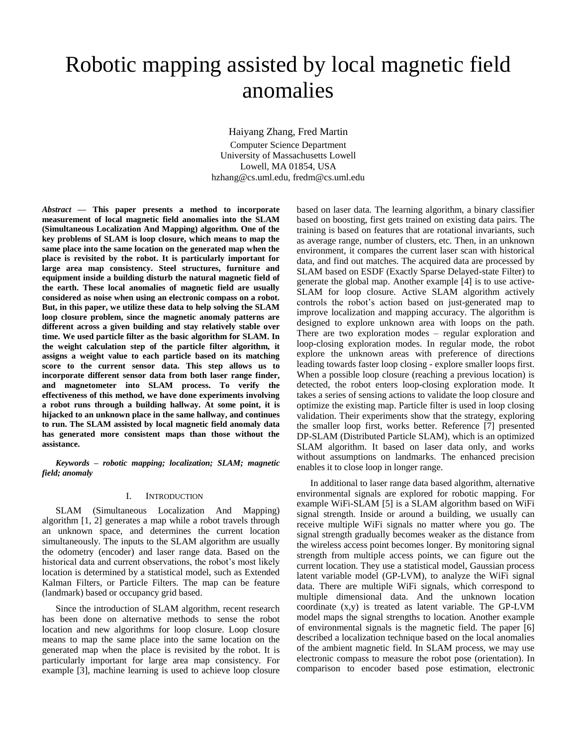# Robotic mapping assisted by local magnetic field anomalies

Haiyang Zhang, Fred Martin

Computer Science Department
University of Massachusetts Lowell
Lowell, MA 01854, USA
hzhang@cs.uml.edu, fredm@cs.uml.edu

***Abstract* — This paper presents a method to incorporate measurement of local magnetic field anomalies into the SLAM (Simultaneous Localization And Mapping) algorithm. One of the key problems of SLAM is loop closure, which means to map the same place into the same location on the generated map when the place is revisited by the robot. It is particularly important for large area map consistency. Steel structures, furniture and equipment inside a building disturb the natural magnetic field of the earth. These local anomalies of magnetic field are usually considered as noise when using an electronic compass on a robot. But, in this paper, we utilize these data to help solving the SLAM loop closure problem, since the magnetic anomaly patterns are different across a given building and stay relatively stable over time. We used particle filter as the basic algorithm for SLAM. In the weight calculation step of the particle filter algorithm, it assigns a weight value to each particle based on its matching score to the current sensor data. This step allows us to incorporate different sensor data from both laser range finder, and magnetometer into SLAM process. To verify the effectiveness of this method, we have done experiments involving a robot runs through a building hallway. At some point, it is hijacked to an unknown place in the same hallway, and continues to run. The SLAM assisted by local magnetic field anomaly data has generated more consistent maps than those without the assistance.**

***Keywords – robotic mapping; localization; SLAM; magnetic field; anomaly***

## I. Introduction

SLAM (Simultaneous Localization And Mapping) algorithm [1, 2] generates a map while a robot travels through an unknown space, and determines the current location simultaneously. The inputs to the SLAM algorithm are usually the odometry (encoder) and laser range data. Based on the historical data and current observations, the robot's most likely location is determined by a statistical model, such as Extended Kalman Filters, or Particle Filters. The map can be feature (landmark) based or occupancy grid based.

Since the introduction of SLAM algorithm, recent research has been done on alternative methods to sense the robot location and new algorithms for loop closure. Loop closure means to map the same place into the same location on the generated map when the place is revisited by the robot. It is particularly important for large area map consistency. For example [3], machine learning is used to achieve loop closure based on laser data. The learning algorithm, a binary classifier based on boosting, first gets trained on existing data pairs. The training is based on features that are rotational invariants, such as average range, number of clusters, etc. Then, in an unknown environment, it compares the current laser scan with historical data, and find out matches. The acquired data are processed by SLAM based on ESDF (Exactly Sparse Delayed-state Filter) to generate the global map. Another example [4] is to use active-SLAM for loop closure. Active SLAM algorithm actively controls the robot's action based on just-generated map to improve localization and mapping accuracy. The algorithm is designed to explore unknown area with loops on the path. There are two exploration modes – regular exploration and loop-closing exploration modes. In regular mode, the robot explore the unknown areas with preference of directions leading towards faster loop closing - explore smaller loops first. When a possible loop closure (reaching a previous location) is detected, the robot enters loop-closing exploration mode. It takes a series of sensing actions to validate the loop closure and optimize the existing map. Particle filter is used in loop closing validation. Their experiments show that the strategy, exploring the smaller loop first, works better. Reference [7] presented DP-SLAM (Distributed Particle SLAM), which is an optimized SLAM algorithm. It based on laser data only, and works without assumptions on landmarks. The enhanced precision enables it to close loop in longer range.

In additional to laser range data based algorithm, alternative environmental signals are explored for robotic mapping. For example WiFi-SLAM [5] is a SLAM algorithm based on WiFi signal strength. Inside or around a building, we usually can receive multiple WiFi signals no matter where you go. The signal strength gradually becomes weaker as the distance from the wireless access point becomes longer. By monitoring signal strength from multiple access points, we can figure out the current location. They use a statistical model, Gaussian process latent variable model (GP-LVM), to analyze the WiFi signal data. There are multiple WiFi signals, which correspond to multiple dimensional data. And the unknown location coordinate (x,y) is treated as latent variable. The GP-LVM model maps the signal strengths to location. Another example of environmental signals is the magnetic field. The paper [6] described a localization technique based on the local anomalies of the ambient magnetic field. In SLAM process, we may use electronic compass to measure the robot pose (orientation). In comparison to encoder based pose estimation, electronic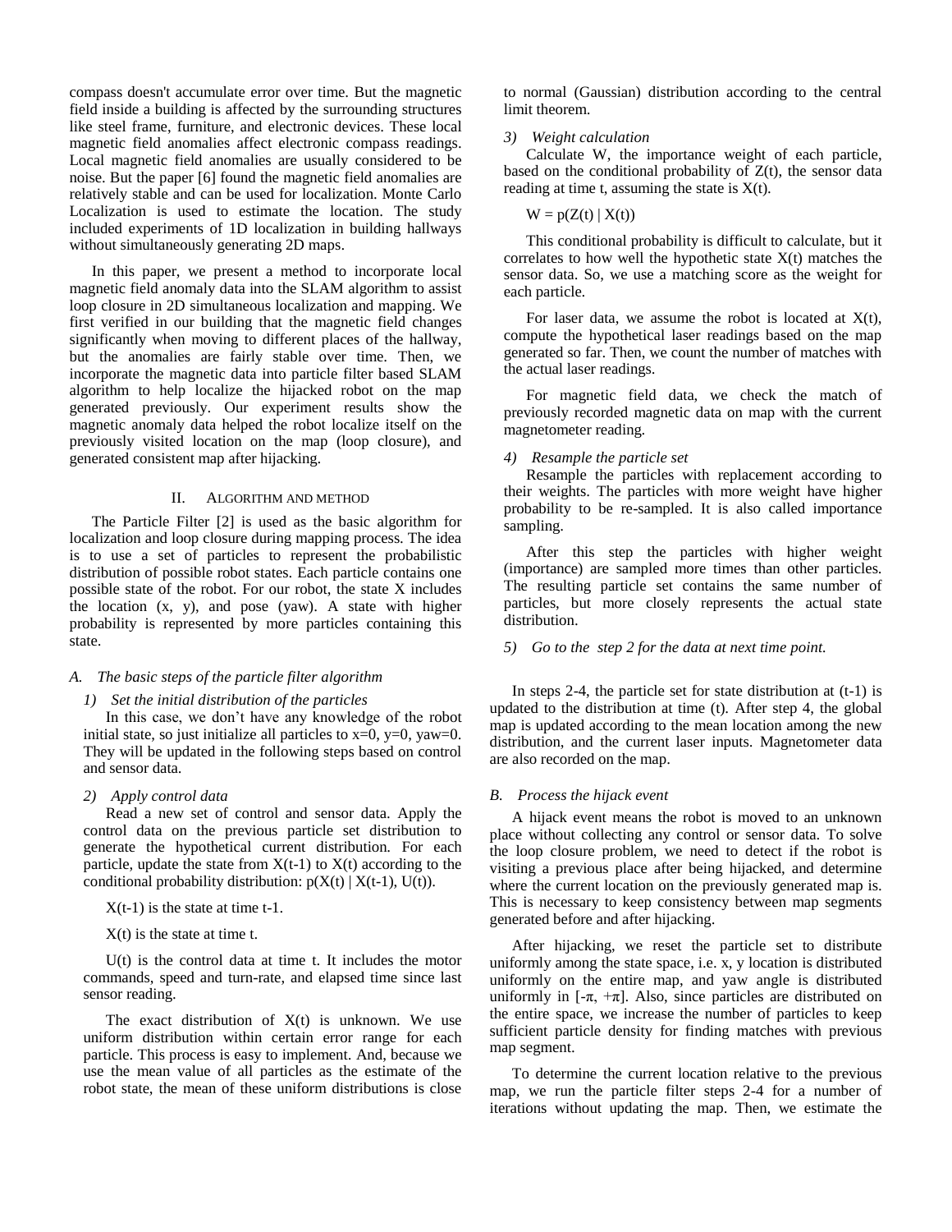compass doesn't accumulate error over time. But the magnetic field inside a building is affected by the surrounding structures like steel frame, furniture, and electronic devices. These local magnetic field anomalies affect electronic compass readings. Local magnetic field anomalies are usually considered to be noise. But the paper [6] found the magnetic field anomalies are relatively stable and can be used for localization. Monte Carlo Localization is used to estimate the location. The study included experiments of 1D localization in building hallways without simultaneously generating 2D maps.

In this paper, we present a method to incorporate local magnetic field anomaly data into the SLAM algorithm to assist loop closure in 2D simultaneous localization and mapping. We first verified in our building that the magnetic field changes significantly when moving to different places of the hallway, but the anomalies are fairly stable over time. Then, we incorporate the magnetic data into particle filter based SLAM algorithm to help localize the hijacked robot on the map generated previously. Our experiment results show the magnetic anomaly data helped the robot localize itself on the previously visited location on the map (loop closure), and generated consistent map after hijacking.

## II. Algorithm and Method

The Particle Filter [2] is used as the basic algorithm for localization and loop closure during mapping process. The idea is to use a set of particles to represent the probabilistic distribution of possible robot states. Each particle contains one possible state of the robot. For our robot, the state X includes the location (x, y), and pose (yaw). A state with higher probability is represented by more particles containing this state.

### A. The basic steps of the particle filter algorithm

*1) Set the initial distribution of the particles*

In this case, we don't have any knowledge of the robot initial state, so just initialize all particles to x=0, y=0, yaw=0. They will be updated in the following steps based on control and sensor data.

*2) Apply control data*

Read a new set of control and sensor data. Apply the control data on the previous particle set distribution to generate the hypothetical current distribution. For each particle, update the state from X(t-1) to X(t) according to the conditional probability distribution: p(X(t) | X(t-1), U(t)).

X(t-1) is the state at time t-1.

X(t) is the state at time t.

U(t) is the control data at time t. It includes the motor commands, speed and turn-rate, and elapsed time since last sensor reading.

The exact distribution of X(t) is unknown. We use uniform distribution within certain error range for each particle. This process is easy to implement. And, because we use the mean value of all particles as the estimate of the robot state, the mean of these uniform distributions is close to normal (Gaussian) distribution according to the central limit theorem.

*3) Weight calculation*

Calculate W, the importance weight of each particle, based on the conditional probability of Z(t), the sensor data reading at time t, assuming the state is X(t).

W = p(Z(t) | X(t))

This conditional probability is difficult to calculate, but it correlates to how well the hypothetic state X(t) matches the sensor data. So, we use a matching score as the weight for each particle.

For laser data, we assume the robot is located at X(t), compute the hypothetical laser readings based on the map generated so far. Then, we count the number of matches with the actual laser readings.

For magnetic field data, we check the match of previously recorded magnetic data on map with the current magnetometer reading.

*4) Resample the particle set*

Resample the particles with replacement according to their weights. The particles with more weight have higher probability to be re-sampled. It is also called importance sampling.

After this step the particles with higher weight (importance) are sampled more times than other particles. The resulting particle set contains the same number of particles, but more closely represents the actual state distribution.

*5) Go to the step 2 for the data at next time point.*

In steps 2-4, the particle set for state distribution at (t-1) is updated to the distribution at time (t). After step 4, the global map is updated according to the mean location among the new distribution, and the current laser inputs. Magnetometer data are also recorded on the map.

### B. Process the hijack event

A hijack event means the robot is moved to an unknown place without collecting any control or sensor data. To solve the loop closure problem, we need to detect if the robot is visiting a previous place after being hijacked, and determine where the current location on the previously generated map is. This is necessary to keep consistency between map segments generated before and after hijacking.

After hijacking, we reset the particle set to distribute uniformly among the state space, i.e. x, y location is distributed uniformly on the entire map, and yaw angle is distributed uniformly in $[-\pi, +\pi]$. Also, since particles are distributed on the entire space, we increase the number of particles to keep sufficient particle density for finding matches with previous map segment.

To determine the current location relative to the previous map, we run the particle filter steps 2-4 for a number of iterations without updating the map. Then, we estimate the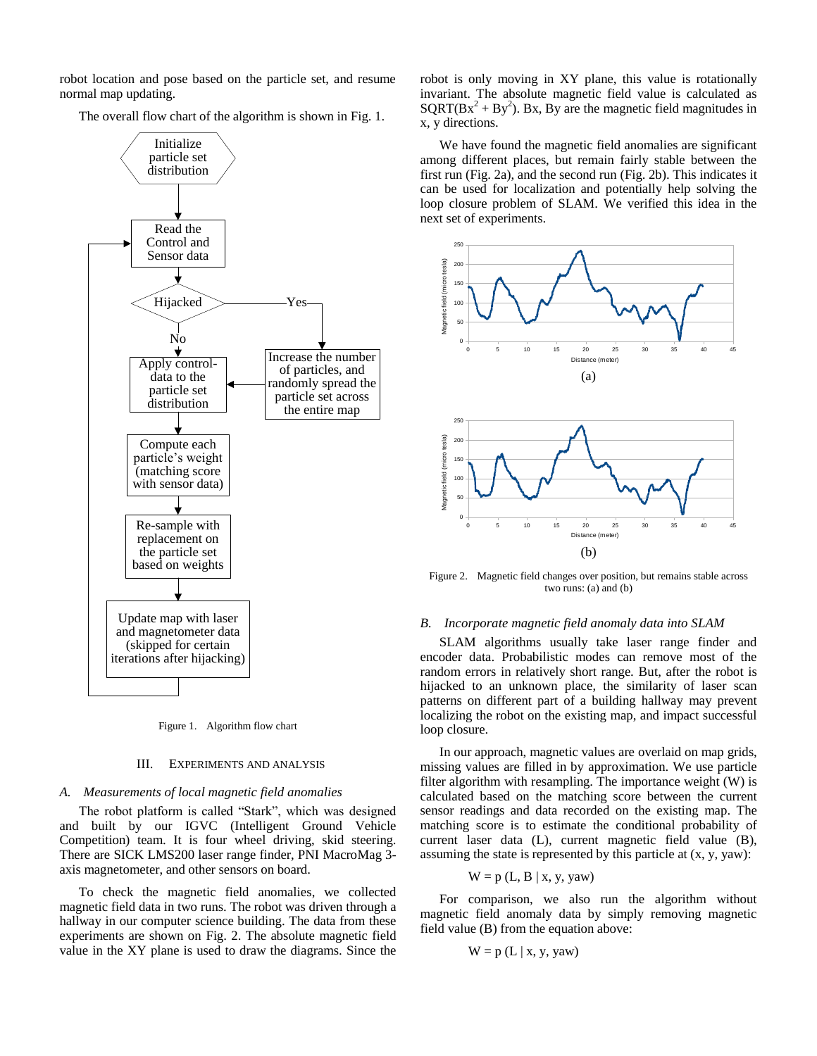robot location and pose based on the particle set, and resume normal map updating.

The overall flow chart of the algorithm is shown in Fig. 1.

Figure 1. Algorithm flow chart

## III. EXPERIMENTS AND ANALYSIS

### *A. Measurements of local magnetic field anomalies*

The robot platform is called "Stark", which was designed and built by our IGVC (Intelligent Ground Vehicle Competition) team. It is four wheel driving, skid steering. There are SICK LMS200 laser range finder, PNI MacroMag 3-axis magnetometer, and other sensors on board.

To check the magnetic field anomalies, we collected magnetic field data in two runs. The robot was driven through a hallway in our computer science building. The data from these experiments are shown on Fig. 2. The absolute magnetic field value in the XY plane is used to draw the diagrams. Since the robot is only moving in XY plane, this value is rotationally invariant. The absolute magnetic field value is calculated as $\mathrm{SQRT}(Bx^2 + By^2)$. Bx, By are the magnetic field magnitudes in x, y directions.

We have found the magnetic field anomalies are significant among different places, but remain fairly stable between the first run (Fig. 2a), and the second run (Fig. 2b). This indicates it can be used for localization and potentially help solving the loop closure problem of SLAM. We verified this idea in the next set of experiments.

Figure 2. Magnetic field changes over position, but remains stable across two runs: (a) and (b)

### *B. Incorporate magnetic field anomaly data into SLAM*

SLAM algorithms usually take laser range finder and encoder data. Probabilistic modes can remove most of the random errors in relatively short range. But, after the robot is hijacked to an unknown place, the similarity of laser scan patterns on different part of a building hallway may prevent localizing the robot on the existing map, and impact successful loop closure.

In our approach, magnetic values are overlaid on map grids, missing values are filled in by approximation. We use particle filter algorithm with resampling. The importance weight (W) is calculated based on the matching score between the current sensor readings and data recorded on the existing map. The matching score is to estimate the conditional probability of current laser data (L), current magnetic field value (B), assuming the state is represented by this particle at (x, y, yaw):

$$W = p(L, B \mid x, y, yaw)$$

For comparison, we also run the algorithm without magnetic field anomaly data by simply removing magnetic field value (B) from the equation above:

$$W = p(L \mid x, y, yaw)$$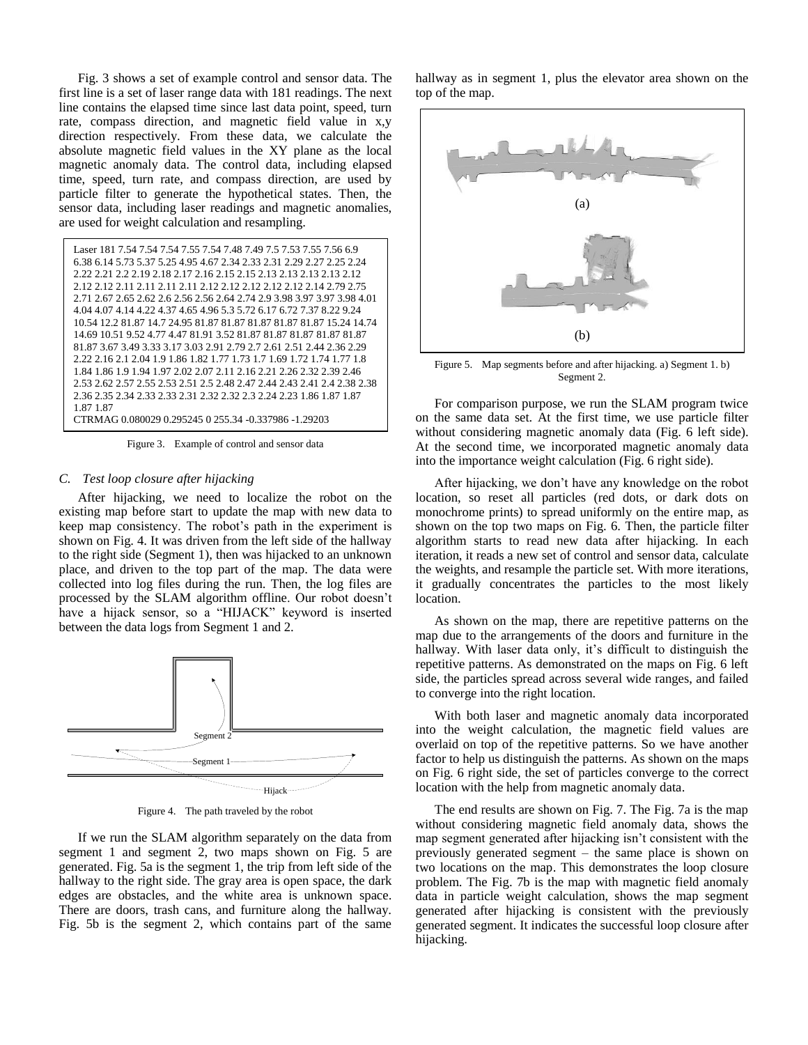Fig. 3 shows a set of example control and sensor data. The first line is a set of laser range data with 181 readings. The next line contains the elapsed time since last data point, speed, turn rate, compass direction, and magnetic field value in x,y direction respectively. From these data, we calculate the absolute magnetic field values in the XY plane as the local magnetic anomaly data. The control data, including elapsed time, speed, turn rate, and compass direction, are used by particle filter to generate the hypothetical states. Then, the sensor data, including laser readings and magnetic anomalies, are used for weight calculation and resampling.

```
Laser 181 7.54 7.54 7.54 7.55 7.54 7.48 7.49 7.5 7.53 7.55 7.56 6.9
6.38 6.14 5.73 5.37 5.25 4.95 4.67 2.34 2.33 2.31 2.29 2.27 2.25 2.24
2.22 2.21 2.2 2.19 2.18 2.17 2.16 2.15 2.15 2.13 2.13 2.13 2.13 2.12
2.12 2.12 2.11 2.11 2.11 2.11 2.12 2.12 2.12 2.12 2.12 2.14 2.79 2.75
2.71 2.67 2.65 2.62 2.6 2.56 2.56 2.64 2.74 2.9 3.98 3.97 3.97 3.98 4.01
4.04 4.07 4.14 4.22 4.37 4.65 4.96 5.3 5.72 6.17 6.72 7.37 8.22 9.24
10.54 12.2 81.87 14.7 24.95 81.87 81.87 81.87 81.87 81.87 15.24 14.74
14.69 10.51 9.52 4.77 4.47 81.91 3.52 81.87 81.87 81.87 81.87 81.87
81.87 3.67 3.49 3.33 3.17 3.03 2.91 2.79 2.7 2.61 2.51 2.44 2.36 2.29
2.22 2.16 2.1 2.04 1.9 1.86 1.82 1.77 1.73 1.7 1.69 1.72 1.74 1.77 1.8
1.84 1.86 1.9 1.94 1.97 2.02 2.07 2.11 2.16 2.21 2.26 2.32 2.39 2.46
2.53 2.62 2.57 2.55 2.53 2.51 2.5 2.48 2.47 2.44 2.43 2.41 2.4 2.38 2.38
2.36 2.35 2.34 2.33 2.33 2.31 2.32 2.32 2.3 2.24 2.23 1.86 1.87 1.87
1.87 1.87
CTRMAG 0.080029 0.295245 0 255.34 -0.337986 -1.29203
```

Figure 3. Example of control and sensor data

### *C. Test loop closure after hijacking*

After hijacking, we need to localize the robot on the existing map before start to update the map with new data to keep map consistency. The robot's path in the experiment is shown on Fig. 4. It was driven from the left side of the hallway to the right side (Segment 1), then was hijacked to an unknown place, and driven to the top part of the map. The data were collected into log files during the run. Then, the log files are processed by the SLAM algorithm offline. Our robot doesn't have a hijack sensor, so a "HIJACK" keyword is inserted between the data logs from Segment 1 and 2.

Figure 4. The path traveled by the robot

If we run the SLAM algorithm separately on the data from segment 1 and segment 2, two maps shown on Fig. 5 are generated. Fig. 5a is the segment 1, the trip from left side of the hallway to the right side. The gray area is open space, the dark edges are obstacles, and the white area is unknown space. There are doors, trash cans, and furniture along the hallway. Fig. 5b is the segment 2, which contains part of the same hallway as in segment 1, plus the elevator area shown on the top of the map.

Figure 5. Map segments before and after hijacking. a) Segment 1. b) Segment 2.

For comparison purpose, we run the SLAM program twice on the same data set. At the first time, we use particle filter without considering magnetic anomaly data (Fig. 6 left side). At the second time, we incorporated magnetic anomaly data into the importance weight calculation (Fig. 6 right side).

After hijacking, we don't have any knowledge on the robot location, so reset all particles (red dots, or dark dots on monochrome prints) to spread uniformly on the entire map, as shown on the top two maps on Fig. 6. Then, the particle filter algorithm starts to read new data after hijacking. In each iteration, it reads a new set of control and sensor data, calculate the weights, and resample the particle set. With more iterations, it gradually concentrates the particles to the most likely location.

As shown on the map, there are repetitive patterns on the map due to the arrangements of the doors and furniture in the hallway. With laser data only, it's difficult to distinguish the repetitive patterns. As demonstrated on the maps on Fig. 6 left side, the particles spread across several wide ranges, and failed to converge into the right location.

With both laser and magnetic anomaly data incorporated into the weight calculation, the magnetic field values are overlaid on top of the repetitive patterns. So we have another factor to help us distinguish the patterns. As shown on the maps on Fig. 6 right side, the set of particles converge to the correct location with the help from magnetic anomaly data.

The end results are shown on Fig. 7. The Fig. 7a is the map without considering magnetic field anomaly data, shows the map segment generated after hijacking isn't consistent with the previously generated segment – the same place is shown on two locations on the map. This demonstrates the loop closure problem. The Fig. 7b is the map with magnetic field anomaly data in particle weight calculation, shows the map segment generated after hijacking is consistent with the previously generated segment. It indicates the successful loop closure after hijacking.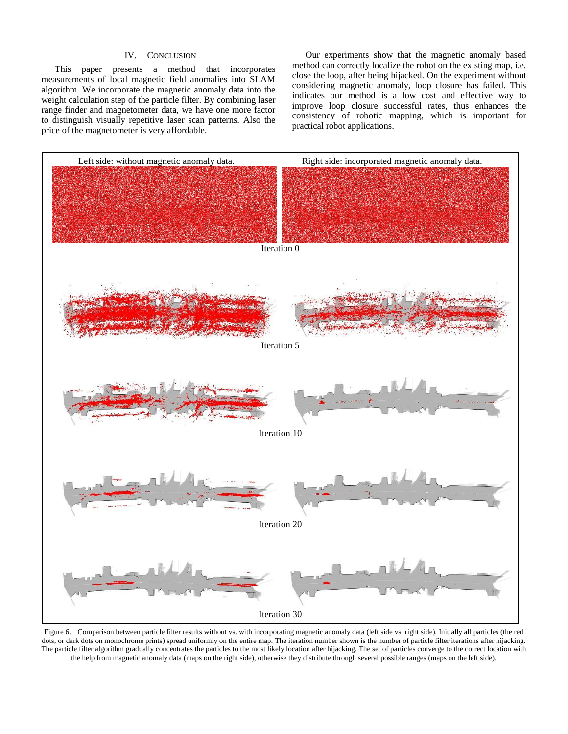## IV. Conclusion

This paper presents a method that incorporates measurements of local magnetic field anomalies into SLAM algorithm. We incorporate the magnetic anomaly data into the weight calculation step of the particle filter. By combining laser range finder and magnetometer data, we have one more factor to distinguish visually repetitive laser scan patterns. Also the price of the magnetometer is very affordable.

Our experiments show that the magnetic anomaly based method can correctly localize the robot on the existing map, i.e. close the loop, after being hijacked. On the experiment without considering magnetic anomaly, loop closure has failed. This indicates our method is a low cost and effective way to improve loop closure successful rates, thus enhances the consistency of robotic mapping, which is important for practical robot applications.

Left side: without magnetic anomaly data. Right side: incorporated magnetic anomaly data.

Iteration 0

Iteration 5

Iteration 10

Iteration 20

Iteration 30

Figure 6. Comparison between particle filter results without vs. with incorporating magnetic anomaly data (left side vs. right side). Initially all particles (the red dots, or dark dots on monochrome prints) spread uniformly on the entire map. The iteration number shown is the number of particle filter iterations after hijacking. The particle filter algorithm gradually concentrates the particles to the most likely location after hijacking. The set of particles converge to the correct location with the help from magnetic anomaly data (maps on the right side), otherwise they distribute through several possible ranges (maps on the left side).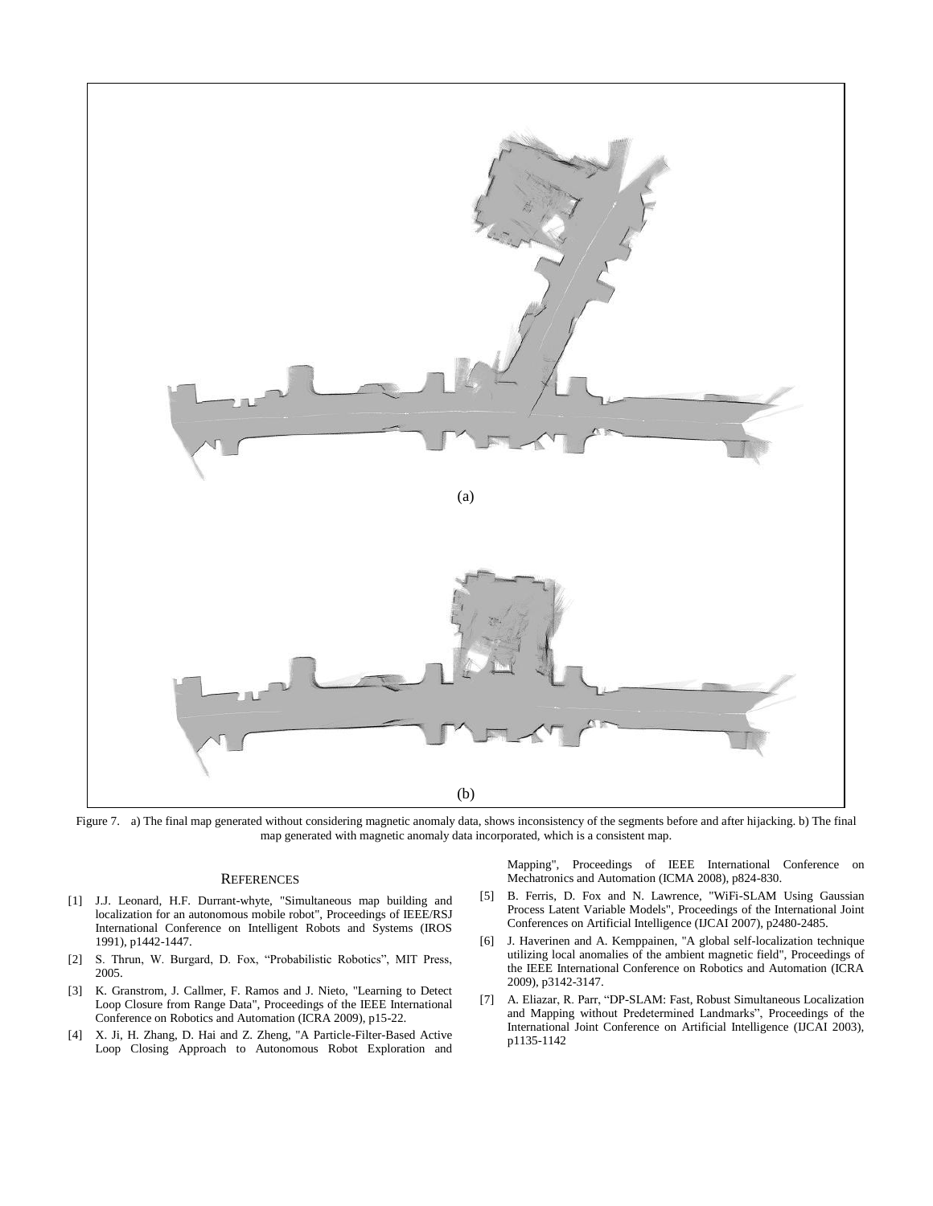(a)

(b)

Figure 7. a) The final map generated without considering magnetic anomaly data, shows inconsistency of the segments before and after hijacking. b) The final map generated with magnetic anomaly data incorporated, which is a consistent map.

## REFERENCES

[1] J.J. Leonard, H.F. Durrant-whyte, "Simultaneous map building and localization for an autonomous mobile robot", Proceedings of IEEE/RSJ International Conference on Intelligent Robots and Systems (IROS 1991), p1442-1447.

[2] S. Thrun, W. Burgard, D. Fox, "Probabilistic Robotics", MIT Press, 2005.

[3] K. Granstrom, J. Callmer, F. Ramos and J. Nieto, "Learning to Detect Loop Closure from Range Data", Proceedings of the IEEE International Conference on Robotics and Automation (ICRA 2009), p15-22.

[4] X. Ji, H. Zhang, D. Hai and Z. Zheng, "A Particle-Filter-Based Active Loop Closing Approach to Autonomous Robot Exploration and Mapping", Proceedings of IEEE International Conference on Mechatronics and Automation (ICMA 2008), p824-830.

[5] B. Ferris, D. Fox and N. Lawrence, "WiFi-SLAM Using Gaussian Process Latent Variable Models", Proceedings of the International Joint Conferences on Artificial Intelligence (IJCAI 2007), p2480-2485.

[6] J. Haverinen and A. Kemppainen, "A global self-localization technique utilizing local anomalies of the ambient magnetic field", Proceedings of the IEEE International Conference on Robotics and Automation (ICRA 2009), p3142-3147.

[7] A. Eliazar, R. Parr, "DP-SLAM: Fast, Robust Simultaneous Localization and Mapping without Predetermined Landmarks", Proceedings of the International Joint Conference on Artificial Intelligence (IJCAI 2003), p1135-1142